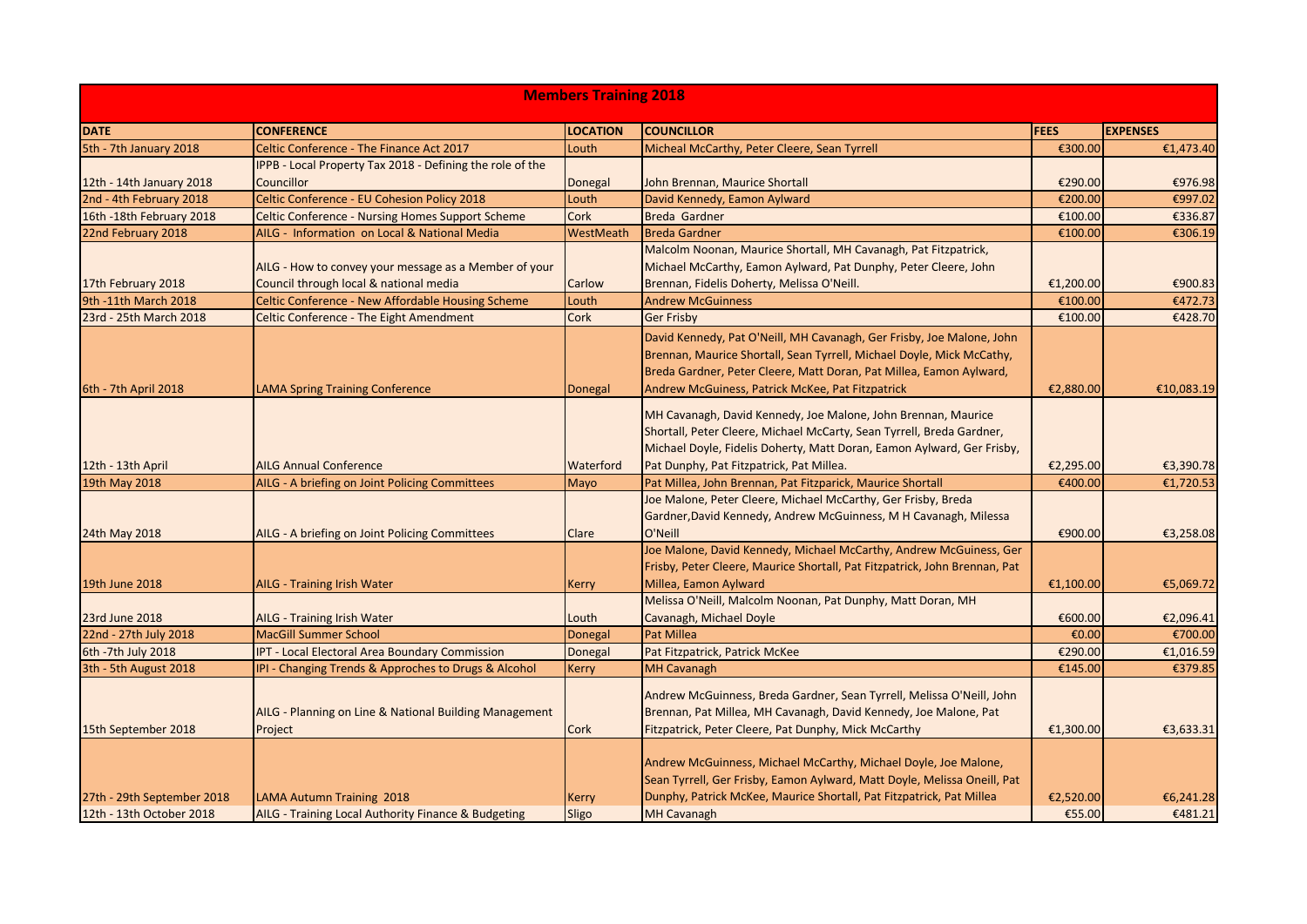# Members Training 2018

| DATE | CONFERENCE | LOCATION | COUNCILLOR | FEES | EXPENSES |
|---|---|---|---|---|---|
| 5th - 7th January 2018 | Celtic Conference - The Finance Act 2017 | Louth | Micheal McCarthy, Peter Cleere, Sean Tyrrell | €300.00 | €1,473.40 |
| 12th - 14th January 2018 | IPPB - Local Property Tax 2018 - Defining the role of the Councillor | Donegal | John Brennan, Maurice Shortall | €290.00 | €976.98 |
| 2nd - 4th February 2018 | Celtic Conference - EU Cohesion Policy 2018 | Louth | David Kennedy, Eamon Aylward | €200.00 | €997.02 |
| 16th -18th February 2018 | Celtic Conference - Nursing Homes Support Scheme | Cork | Breda Gardner | €100.00 | €336.87 |
| 22nd February 2018 | AILG - Information on Local & National Media | WestMeath | Breda Gardner | €100.00 | €306.19 |
| 17th February 2018 | AILG - How to convey your message as a Member of your Council through local & national media | Carlow | Malcolm Noonan, Maurice Shortall, MH Cavanagh, Pat Fitzpatrick, Michael McCarthy, Eamon Aylward, Pat Dunphy, Peter Cleere, John Brennan, Fidelis Doherty, Melissa O'Neill. | €1,200.00 | €900.83 |
| 9th -11th March 2018 | Celtic Conference - New Affordable Housing Scheme | Louth | Andrew McGuinness | €100.00 | €472.73 |
| 23rd - 25th March 2018 | Celtic Conference - The Eight Amendment | Cork | Ger Frisby | €100.00 | €428.70 |
| 6th - 7th April 2018 | LAMA Spring Training Conference | Donegal | David Kennedy, Pat O'Neill, MH Cavanagh, Ger Frisby, Joe Malone, John Brennan, Maurice Shortall, Sean Tyrrell, Michael Doyle, Mick McCathy, Breda Gardner, Peter Cleere, Matt Doran, Pat Millea, Eamon Aylward, Andrew McGuiness, Patrick McKee, Pat Fitzpatrick | €2,880.00 | €10,083.19 |
| 12th - 13th April | AILG Annual Conference | Waterford | MH Cavanagh, David Kennedy, Joe Malone, John Brennan, Maurice Shortall, Peter Cleere, Michael McCarty, Sean Tyrrell, Breda Gardner, Michael Doyle, Fidelis Doherty, Matt Doran, Eamon Aylward, Ger Frisby, Pat Dunphy, Pat Fitzpatick, Pat Millea. | €2,295.00 | €3,390.78 |
| 19th May 2018 | AILG - A briefing on Joint Policing Committees | Mayo | Pat Millea, John Brennan, Pat Fitzparick, Maurice Shortall | €400.00 | €1,720.53 |
| 24th May 2018 | AILG - A briefing on Joint Policing Committees | Clare | Joe Malone, Peter Cleere, Michael McCarthy, Ger Frisby, Breda Gardner,David Kennedy, Andrew McGuinness, M H Cavanagh, Milessa O'Neill | €900.00 | €3,258.08 |
| 19th June 2018 | AILG - Training Irish Water | Kerry | Joe Malone, David Kennedy, Michael McCarthy, Andrew McGuiness, Ger Frisby, Peter Cleere, Maurice Shortall, Pat Fitzpatrick, John Brennan, Pat Millea, Eamon Aylward | €1,100.00 | €5,069.72 |
| 23rd June 2018 | AILG - Training Irish Water | Louth | Melissa O'Neill, Malcolm Noonan, Pat Dunphy, Matt Doran, MH Cavanagh, Michael Doyle | €600.00 | €2,096.41 |
| 22nd - 27th July 2018 | MacGill Summer School | Donegal | Pat Millea | €0.00 | €700.00 |
| 6th -7th July 2018 | IPT - Local Electoral Area Boundary Commission | Donegal | Pat Fitzpatrick, Patrick McKee | €290.00 | €1,016.59 |
| 3th - 5th August 2018 | IPI - Changing Trends & Approches to Drugs & Alcohol | Kerry | MH Cavanagh | €145.00 | €379.85 |
| 15th September 2018 | AILG - Planning on Line & National Building Management Project | Cork | Andrew McGuinness, Breda Gardner, Sean Tyrrell, Melissa O'Neill, John Brennan, Pat Millea, MH Cavanagh, David Kennedy, Joe Malone, Pat Fitzpatrick, Peter Cleere, Pat Dunphy, Mick McCarthy | €1,300.00 | €3,633.31 |
| 27th - 29th September 2018 | LAMA Autumn Training 2018 | Kerry | Andrew McGuinness, Michael McCarthy, Michael Doyle, Joe Malone, Sean Tyrrell, Ger Frisby, Eamon Aylward, Matt Doyle, Melissa Oneill, Pat Dunphy, Patrick McKee, Maurice Shortall, Pat Fitzpatrick, Pat Millea | €2,520.00 | €6,241.28 |
| 12th - 13th October 2018 | AILG - Training Local Authority Finance & Budgeting | Sligo | MH Cavanagh | €55.00 | €481.21 |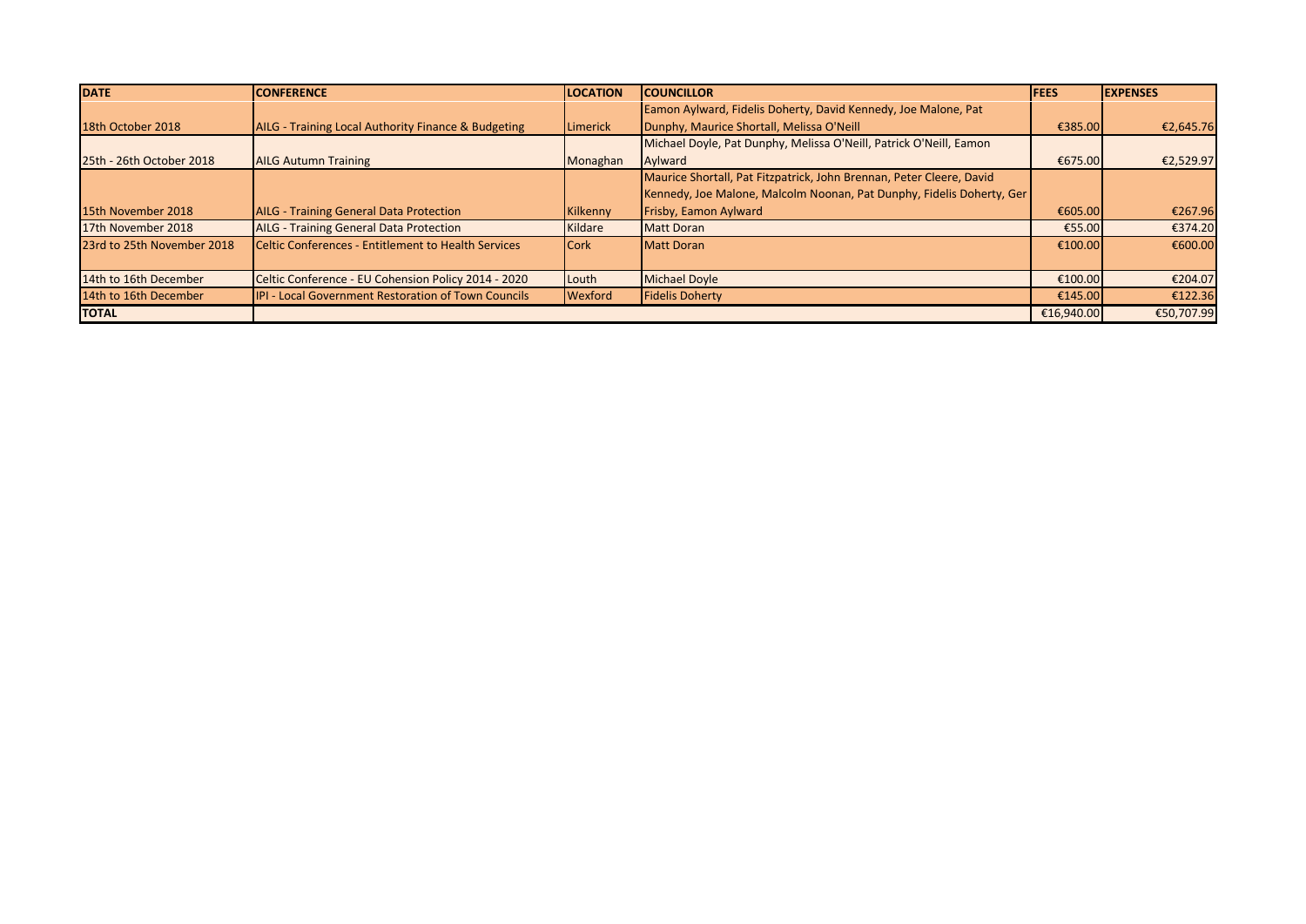| DATE | CONFERENCE | LOCATION | COUNCILLOR | FEES | EXPENSES |
|---|---|---|---|---|---|
| 18th October 2018 | AILG - Training Local Authority Finance & Budgeting | Limerick | Eamon Aylward, Fidelis Doherty, David Kennedy, Joe Malone, Pat Dunphy, Maurice Shortall, Melissa O'Neill | €385.00 | €2,645.76 |
| 25th - 26th October 2018 | AILG Autumn Training | Monaghan | Michael Doyle, Pat Dunphy, Melissa O'Neill, Patrick O'Neill, Eamon Aylward | €675.00 | €2,529.97 |
| 15th November 2018 | AILG - Training General Data Protection | Kilkenny | Maurice Shortall, Pat Fitzpatrick, John Brennan, Peter Cleere, David Kennedy, Joe Malone, Malcolm Noonan, Pat Dunphy, Fidelis Doherty, Ger Frisby, Eamon Aylward | €605.00 | €267.96 |
| 17th November 2018 | AILG - Training General Data Protection | Kildare | Matt Doran | €55.00 | €374.20 |
| 23rd to 25th November 2018 | Celtic Conferences - Entitlement to Health Services | Cork | Matt Doran | €100.00 | €600.00 |
| 14th to 16th December | Celtic Conference - EU Cohension Policy 2014 - 2020 | Louth | Michael Doyle | €100.00 | €204.07 |
| 14th to 16th December | IPI - Local Government Restoration of Town Councils | Wexford | Fidelis Doherty | €145.00 | €122.36 |
| **TOTAL** | | | | €16,940.00 | €50,707.99 |